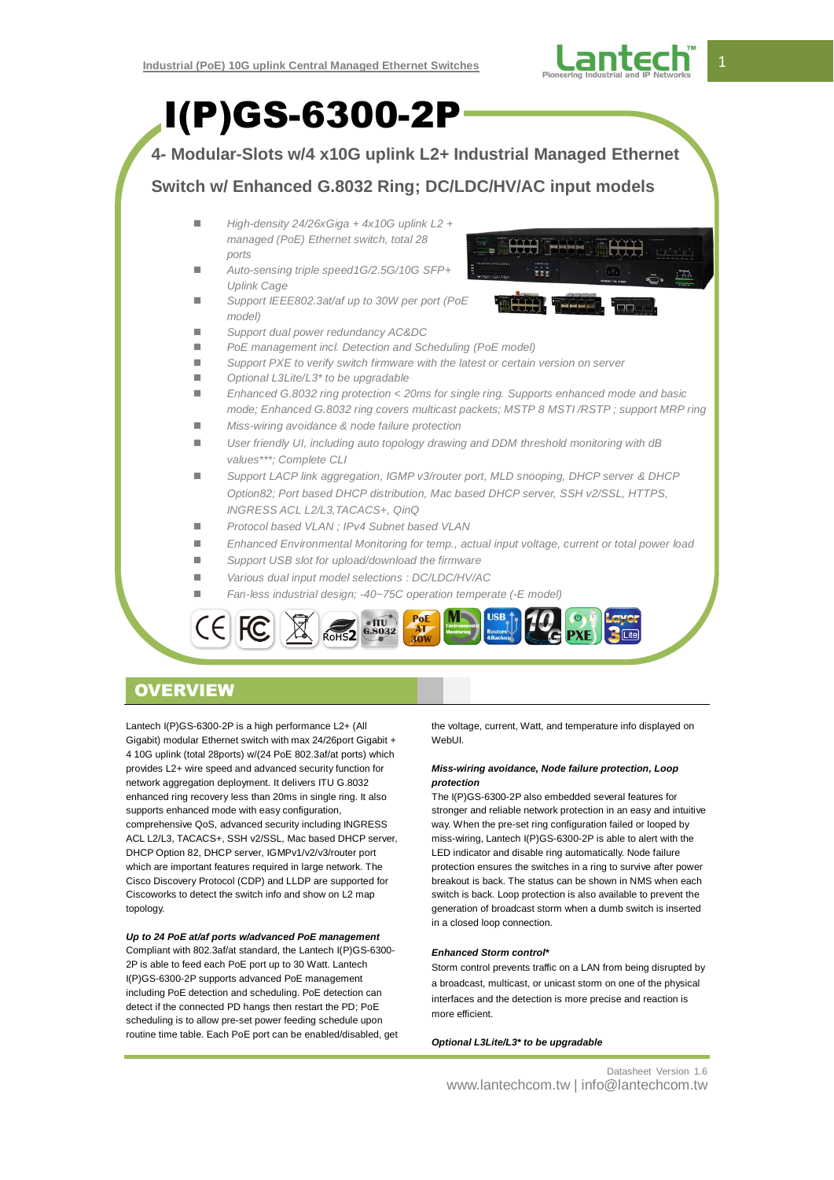# I(P)GS-6300-2P

## 4- Modular-Slots w/4 x10G uplink L2+ Industrial Managed Ethernet Switch w/ Enhanced G.8032 Ring; DC/LDC/HV/AC input models

- *High-density 24/26xGiga + 4x10G uplink L2 + managed (PoE) Ethernet switch, total 28 ports*
- *Auto-sensing triple speed1G/2.5G/10G SFP+ Uplink Cage*
- *Support IEEE802.3at/af up to 30W per port (PoE model)*
- *Support dual power redundancy AC&DC*
- *PoE management incl. Detection and Scheduling (PoE model)*
- *Support PXE to verify switch firmware with the latest or certain version on server*
- *Optional L3Lite/L3* to be upgradable*
- *Enhanced G.8032 ring protection < 20ms for single ring. Supports enhanced mode and basic mode; Enhanced G.8032 ring covers multicast packets; MSTP 8 MSTI /RSTP ; support MRP ring*
- *Miss-wiring avoidance & node failure protection*
- *User friendly UI, including auto topology drawing and DDM threshold monitoring with dB values***; Complete CLI*
- *Support LACP link aggregation, IGMP v3/router port, MLD snooping, DHCP server & DHCP Option82; Port based DHCP distribution, Mac based DHCP server, SSH v2/SSL, HTTPS, INGRESS ACL L2/L3,TACACS+, QinQ*
- *Protocol based VLAN ; IPv4 Subnet based VLAN*
- *Enhanced Environmental Monitoring for temp., actual input voltage, current or total power load*
- *Support USB slot for upload/download the firmware*
- *Various dual input model selections : DC/LDC/HV/AC*
- *Fan-less industrial design; -40~75C operation temperate (-E model)*

## OVERVIEW

Lantech I(P)GS-6300-2P is a high performance L2+ (All Gigabit) modular Ethernet switch with max 24/26port Gigabit + 4 10G uplink (total 28ports) w/(24 PoE 802.3af/at ports) which provides L2+ wire speed and advanced security function for network aggregation deployment. It delivers ITU G.8032 enhanced ring recovery less than 20ms in single ring. It also supports enhanced mode with easy configuration, comprehensive QoS, advanced security including INGRESS ACL L2/L3, TACACS+, SSH v2/SSL, Mac based DHCP server, DHCP Option 82, DHCP server, IGMPv1/v2/v3/router port which are important features required in large network. The Cisco Discovery Protocol (CDP) and LLDP are supported for Ciscoworks to detect the switch info and show on L2 map topology.

***Up to 24 PoE at/af ports w/advanced PoE management***

Compliant with 802.3af/at standard, the Lantech I(P)GS-6300-2P is able to feed each PoE port up to 30 Watt. Lantech I(P)GS-6300-2P supports advanced PoE management including PoE detection and scheduling. PoE detection can detect if the connected PD hangs then restart the PD; PoE scheduling is to allow pre-set power feeding schedule upon routine time table. Each PoE port can be enabled/disabled, get the voltage, current, Watt, and temperature info displayed on WebUI.

***Miss-wiring avoidance, Node failure protection, Loop protection***

The I(P)GS-6300-2P also embedded several features for stronger and reliable network protection in an easy and intuitive way. When the pre-set ring configuration failed or looped by miss-wiring, Lantech I(P)GS-6300-2P is able to alert with the LED indicator and disable ring automatically. Node failure protection ensures the switches in a ring to survive after power breakout is back. The status can be shown in NMS when each switch is back. Loop protection is also available to prevent the generation of broadcast storm when a dumb switch is inserted in a closed loop connection.

***Enhanced Storm control****

Storm control prevents traffic on a LAN from being disrupted by a broadcast, multicast, or unicast storm on one of the physical interfaces and the detection is more precise and reaction is more efficient.

***Optional L3Lite/L3* to be upgradable***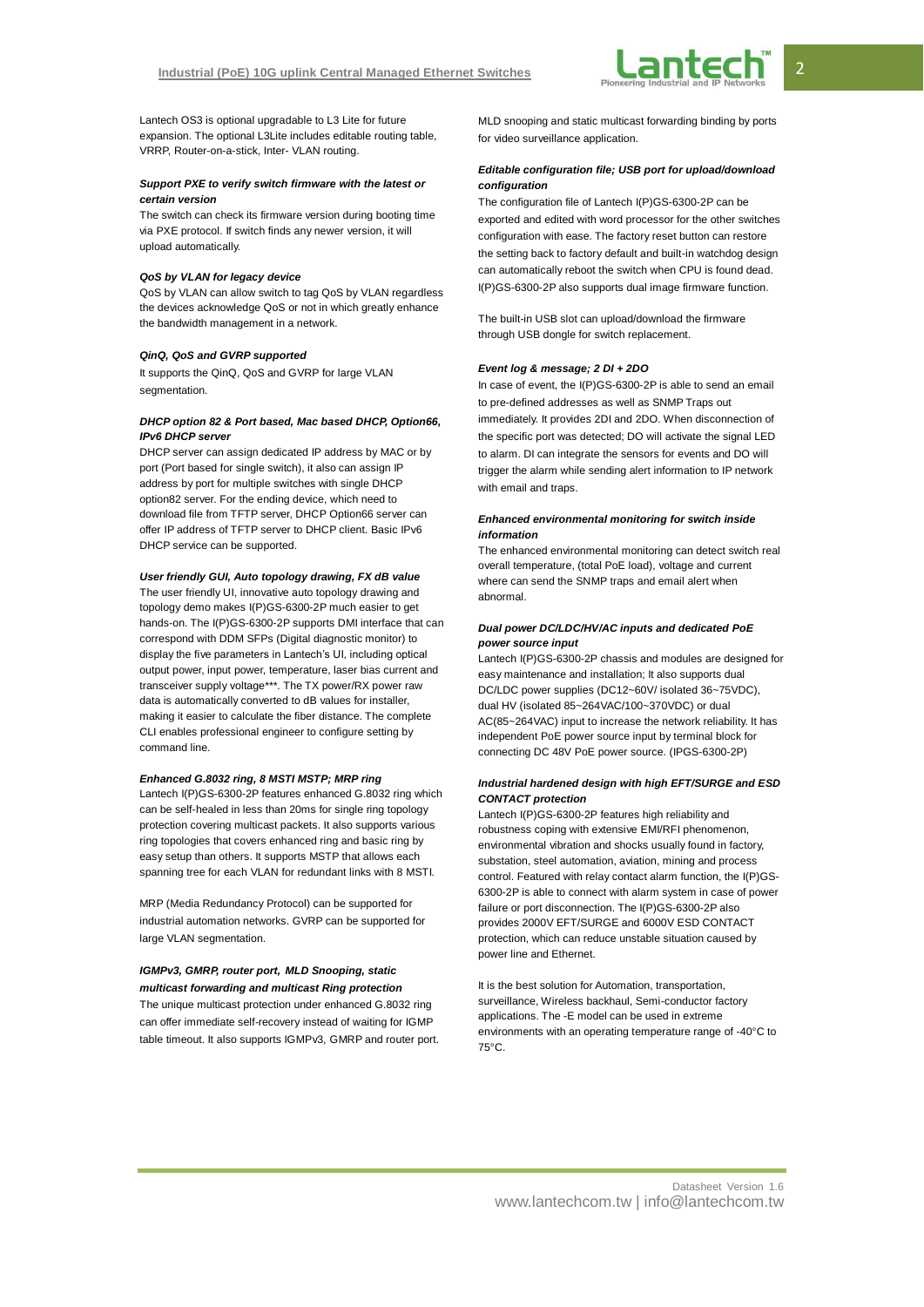Lantech OS3 is optional upgradable to L3 Lite for future expansion. The optional L3Lite includes editable routing table, VRRP, Router-on-a-stick, Inter- VLAN routing.

***Support PXE to verify switch firmware with the latest or certain version***

The switch can check its firmware version during booting time via PXE protocol. If switch finds any newer version, it will upload automatically.

***QoS by VLAN for legacy device***

QoS by VLAN can allow switch to tag QoS by VLAN regardless the devices acknowledge QoS or not in which greatly enhance the bandwidth management in a network.

***QinQ, QoS and GVRP supported***

It supports the QinQ, QoS and GVRP for large VLAN segmentation.

***DHCP option 82 & Port based, Mac based DHCP, Option66, IPv6 DHCP server***

DHCP server can assign dedicated IP address by MAC or by port (Port based for single switch), it also can assign IP address by port for multiple switches with single DHCP option82 server. For the ending device, which need to download file from TFTP server, DHCP Option66 server can offer IP address of TFTP server to DHCP client. Basic IPv6 DHCP service can be supported.

***User friendly GUI, Auto topology drawing, FX dB value***

The user friendly UI, innovative auto topology drawing and topology demo makes I(P)GS-6300-2P much easier to get hands-on. The I(P)GS-6300-2P supports DMI interface that can correspond with DDM SFPs (Digital diagnostic monitor) to display the five parameters in Lantech's UI, including optical output power, input power, temperature, laser bias current and transceiver supply voltage***. The TX power/RX power raw data is automatically converted to dB values for installer, making it easier to calculate the fiber distance. The complete CLI enables professional engineer to configure setting by command line.

***Enhanced G.8032 ring, 8 MSTI MSTP; MRP ring***

Lantech I(P)GS-6300-2P features enhanced G.8032 ring which can be self-healed in less than 20ms for single ring topology protection covering multicast packets. It also supports various ring topologies that covers enhanced ring and basic ring by easy setup than others. It supports MSTP that allows each spanning tree for each VLAN for redundant links with 8 MSTI.

MRP (Media Redundancy Protocol) can be supported for industrial automation networks. GVRP can be supported for large VLAN segmentation.

***IGMPv3, GMRP, router port, MLD Snooping, static multicast forwarding and multicast Ring protection***

The unique multicast protection under enhanced G.8032 ring can offer immediate self-recovery instead of waiting for IGMP table timeout. It also supports IGMPv3, GMRP and router port. MLD snooping and static multicast forwarding binding by ports for video surveillance application.

***Editable configuration file; USB port for upload/download configuration***

The configuration file of Lantech I(P)GS-6300-2P can be exported and edited with word processor for the other switches configuration with ease. The factory reset button can restore the setting back to factory default and built-in watchdog design can automatically reboot the switch when CPU is found dead. I(P)GS-6300-2P also supports dual image firmware function.

The built-in USB slot can upload/download the firmware through USB dongle for switch replacement.

***Event log & message; 2 DI + 2DO***

In case of event, the I(P)GS-6300-2P is able to send an email to pre-defined addresses as well as SNMP Traps out immediately. It provides 2DI and 2DO. When disconnection of the specific port was detected; DO will activate the signal LED to alarm. DI can integrate the sensors for events and DO will trigger the alarm while sending alert information to IP network with email and traps.

***Enhanced environmental monitoring for switch inside information***

The enhanced environmental monitoring can detect switch real overall temperature, (total PoE load), voltage and current where can send the SNMP traps and email alert when abnormal.

***Dual power DC/LDC/HV/AC inputs and dedicated PoE power source input***

Lantech I(P)GS-6300-2P chassis and modules are designed for easy maintenance and installation; It also supports dual DC/LDC power supplies (DC12~60V/ isolated 36~75VDC), dual HV (isolated 85~264VAC/100~370VDC) or dual AC(85~264VAC) input to increase the network reliability. It has independent PoE power source input by terminal block for connecting DC 48V PoE power source. (IPGS-6300-2P)

***Industrial hardened design with high EFT/SURGE and ESD CONTACT protection***

Lantech I(P)GS-6300-2P features high reliability and robustness coping with extensive EMI/RFI phenomenon, environmental vibration and shocks usually found in factory, substation, steel automation, aviation, mining and process control. Featured with relay contact alarm function, the I(P)GS-6300-2P is able to connect with alarm system in case of power failure or port disconnection. The I(P)GS-6300-2P also provides 2000V EFT/SURGE and 6000V ESD CONTACT protection, which can reduce unstable situation caused by power line and Ethernet.

It is the best solution for Automation, transportation, surveillance, Wireless backhaul, Semi-conductor factory applications. The -E model can be used in extreme environments with an operating temperature range of -40°C to 75°C.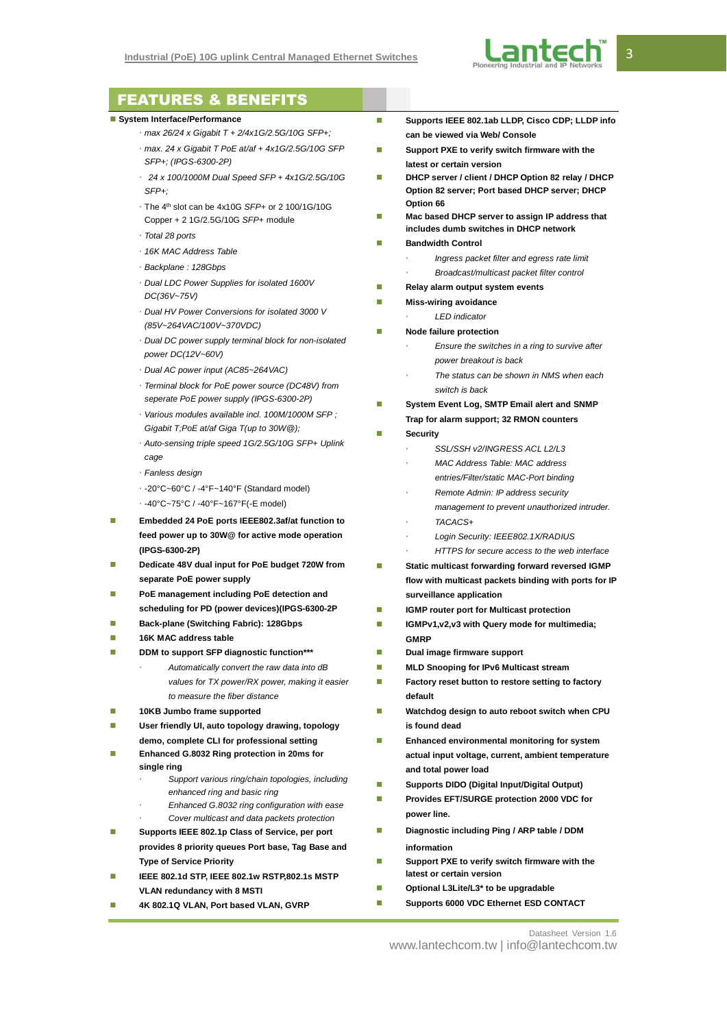## FEATURES & BENEFITS

- **System Interface/Performance**
  - *max 26/24 x Gigabit T + 2/4x1G/2.5G/10G SFP+;*
  - *max. 24 x Gigabit T PoE at/af + 4x1G/2.5G/10G SFP SFP+; (IPGS-6300-2P)*
  - *24 x 100/1000M Dual Speed SFP + 4x1G/2.5G/10G SFP+;*
  - The 4th slot can be 4x10G *SFP+* or 2 100/1G/10G Copper + 2 1G/2.5G/10G *SFP+* module
  - *Total 28 ports*
  - *16K MAC Address Table*
  - *Backplane : 128Gbps*
  - *Dual LDC Power Supplies for isolated 1600V DC(36V~75V)*
  - *Dual HV Power Conversions for isolated 3000 V (85V~264VAC/100V~370VDC)*
  - *Dual DC power supply terminal block for non-isolated power DC(12V~60V)*
  - *Dual AC power input (AC85~264VAC)*
  - *Terminal block for PoE power source (DC48V) from seperate PoE power supply (IPGS-6300-2P)*
  - *Various modules available incl. 100M/1000M SFP ; Gigabit T;PoE at/af Giga T(up to 30W@);*
  - *Auto-sensing triple speed 1G/2.5G/10G SFP+ Uplink cage*
  - *Fanless design*
  - -20°C~60°C / -4°F~140°F (Standard model)
  - -40°C~75°C / -40°F~167°F(-E model)
- **Embedded 24 PoE ports IEEE802.3af/at function to feed power up to 30W@ for active mode operation (IPGS-6300-2P)**
- **Dedicate 48V dual input for PoE budget 720W from separate PoE power supply**
- **PoE management including PoE detection and scheduling for PD (power devices)(IPGS-6300-2P**
- **Back-plane (Switching Fabric): 128Gbps**
- **16K MAC address table**
- **DDM to support SFP diagnostic function*****
  - *Automatically convert the raw data into dB values for TX power/RX power, making it easier to measure the fiber distance*
- **10KB Jumbo frame supported**
- **User friendly UI, auto topology drawing, topology demo, complete CLI for professional setting**
- **Enhanced G.8032 Ring protection in 20ms for single ring**
  - *Support various ring/chain topologies, including enhanced ring and basic ring*
  - *Enhanced G.8032 ring configuration with ease*
  - *Cover multicast and data packets protection*
- **Supports IEEE 802.1p Class of Service, per port provides 8 priority queues Port base, Tag Base and Type of Service Priority**
- **IEEE 802.1d STP, IEEE 802.1w RSTP,802.1s MSTP VLAN redundancy with 8 MSTI**
- **4K 802.1Q VLAN, Port based VLAN, GVRP**
- **Supports IEEE 802.1ab LLDP, Cisco CDP; LLDP info can be viewed via Web/ Console**
- **Support PXE to verify switch firmware with the latest or certain version**
- **DHCP server / client / DHCP Option 82 relay / DHCP Option 82 server; Port based DHCP server; DHCP Option 66**
- **Mac based DHCP server to assign IP address that includes dumb switches in DHCP network**
- **Bandwidth Control**
  - *Ingress packet filter and egress rate limit*
  - *Broadcast/multicast packet filter control*
- **Relay alarm output system events**
- **Miss-wiring avoidance**
  - *LED indicator*
- **Node failure protection**
  - *Ensure the switches in a ring to survive after power breakout is back*
  - *The status can be shown in NMS when each switch is back*
- **System Event Log, SMTP Email alert and SNMP Trap for alarm support; 32 RMON counters**
- **Security**
  - *SSL/SSH v2/INGRESS ACL L2/L3*
  - *MAC Address Table: MAC address entries/Filter/static MAC-Port binding*
  - *Remote Admin: IP address security management to prevent unauthorized intruder.*
  - *TACACS+*
  - *Login Security: IEEE802.1X/RADIUS*
  - *HTTPS for secure access to the web interface*
- **Static multicast forwarding forward reversed IGMP flow with multicast packets binding with ports for IP surveillance application**
- **IGMP router port for Multicast protection**
- **IGMPv1,v2,v3 with Query mode for multimedia; GMRP**
- **Dual image firmware support**
- **MLD Snooping for IPv6 Multicast stream**
- **Factory reset button to restore setting to factory default**
- **Watchdog design to auto reboot switch when CPU is found dead**
- **Enhanced environmental monitoring for system actual input voltage, current, ambient temperature and total power load**
- **Supports DIDO (Digital Input/Digital Output)**
- **Provides EFT/SURGE protection 2000 VDC for power line.**
- **Diagnostic including Ping / ARP table / DDM information**
- **Support PXE to verify switch firmware with the latest or certain version**
- **Optional L3Lite/L3* to be upgradable**
- **Supports 6000 VDC Ethernet ESD CONTACT**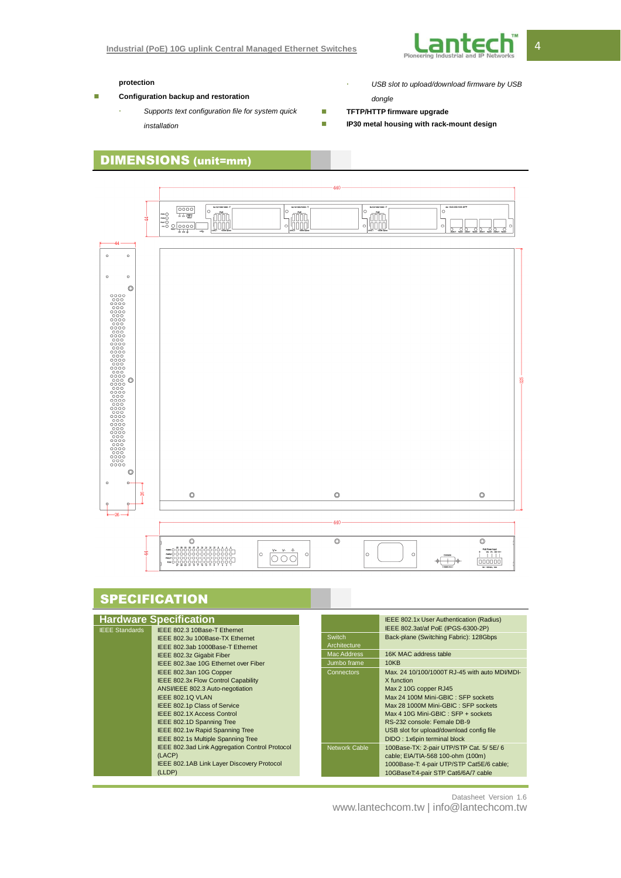protection

- **Configuration backup and restoration**
  - *Supports text configuration file for system quick installation*
  - *USB slot to upload/download firmware by USB dongle*
- **TFTP/HTTP firmware upgrade**
- **IP30 metal housing with rack-mount design**

## DIMENSIONS (unit=mm)

## SPECIFICATION

### Hardware Specification

| | |
|---|---|
| IEEE Standards | IEEE 802.3 10Base-T Ethernet<br>IEEE 802.3u 100Base-TX Ethernet<br>IEEE 802.3ab 1000Base-T Ethernet<br>IEEE 802.3z Gigabit Fiber<br>IEEE 802.3ae 10G Ethernet over Fiber<br>IEEE 802.3an 10G Copper<br>IEEE 802.3x Flow Control Capability<br>ANSI/IEEE 802.3 Auto-negotiation<br>IEEE 802.1Q VLAN<br>IEEE 802.1p Class of Service<br>IEEE 802.1X Access Control<br>IEEE 802.1D Spanning Tree<br>IEEE 802.1w Rapid Spanning Tree<br>IEEE 802.1s Multiple Spanning Tree<br>IEEE 802.3ad Link Aggregation Control Protocol (LACP)<br>IEEE 802.1AB Link Layer Discovery Protocol (LLDP)<br>IEEE 802.1x User Authentication (Radius)<br>IEEE 802.3at/af PoE (IPGS-6300-2P) |
| Switch Architecture | Back-plane (Switching Fabric): 128Gbps |
| Mac Address | 16K MAC address table |
| Jumbo frame | 10KB |
| Connectors | Max. 24 10/100/1000T RJ-45 with auto MDI/MDI-X function<br>Max 2 10G copper RJ45<br>Max 24 100M Mini-GBIC : SFP sockets<br>Max 28 1000M Mini-GBIC : SFP sockets<br>Max 4 10G Mini-GBIC : SFP + sockets<br>RS-232 console: Female DB-9<br>USB slot for upload/download config file<br>DIDO : 1x6pin terminal block |
| Network Cable | 100Base-TX: 2-pair UTP/STP Cat. 5/ 5E/ 6 cable; EIA/TIA-568 100-ohm (100m)<br>1000Base-T: 4-pair UTP/STP Cat5E/6 cable;<br>10GBaseT:4-pair STP Cat6/6A/7 cable |

Datasheet Version 1.6

www.lantechcom.tw | info@lantechcom.tw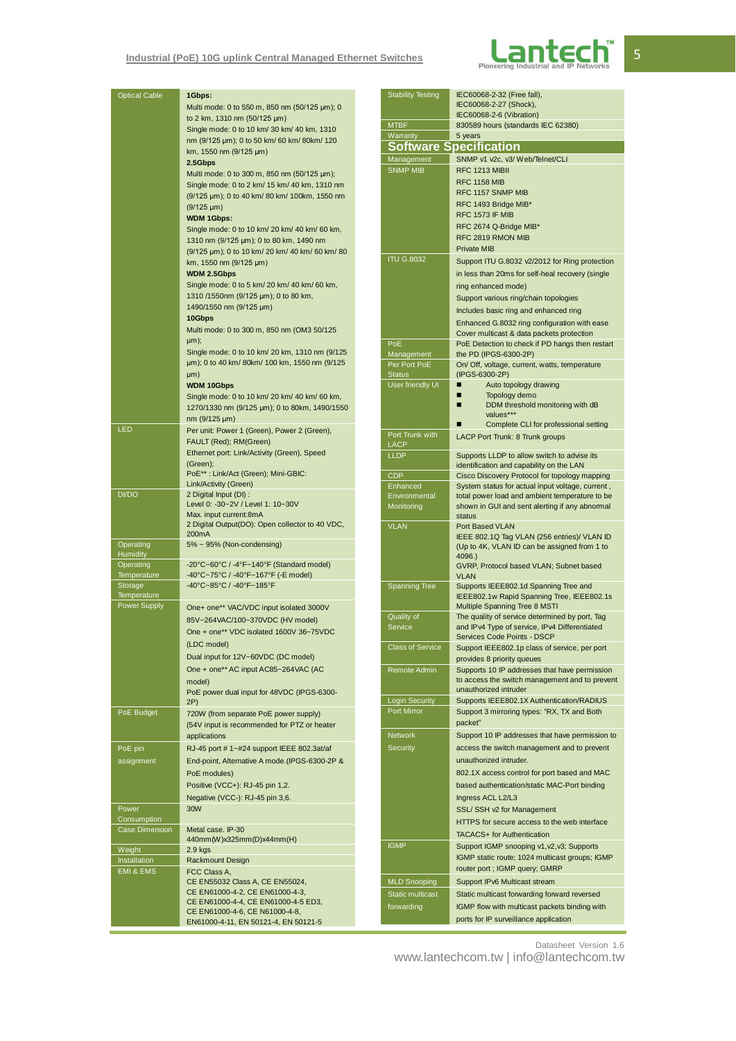| | |
|---|---|
| Optical Cable | **1Gbps:** Multi mode: 0 to 550 m, 850 nm (50/125 µm); 0 to 2 km, 1310 nm (50/125 µm) Single mode: 0 to 10 km/ 30 km/ 40 km, 1310 nm (9/125 µm); 0 to 50 km/ 60 km/ 80km/ 120 km, 1550 nm (9/125 µm) **2.5Gbps** Multi mode: 0 to 300 m, 850 nm (50/125 µm); Single mode: 0 to 2 km/ 15 km/ 40 km, 1310 nm (9/125 µm); 0 to 40 km/ 80 km/ 100km, 1550 nm (9/125 µm) **WDM 1Gbps:** Single mode: 0 to 10 km/ 20 km/ 40 km/ 60 km, 1310 nm (9/125 µm); 0 to 80 km, 1490 nm (9/125 µm); 0 to 10 km/ 20 km/ 40 km/ 60 km/ 80 km, 1550 nm (9/125 µm) **WDM 2.5Gbps** Single mode: 0 to 5 km/ 20 km/ 40 km/ 60 km, 1310 /1550nm (9/125 µm); 0 to 80 km, 1490/1550 nm (9/125 µm) **10Gbps** Multi mode: 0 to 300 m, 850 nm (OM3 50/125 µm); Single mode: 0 to 10 km/ 20 km, 1310 nm (9/125 µm); 0 to 40 km/ 80km/ 100 km, 1550 nm (9/125 µm) **WDM 10Gbps** Single mode: 0 to 10 km/ 20 km/ 40 km/ 60 km, 1270/1330 nm (9/125 µm); 0 to 80km, 1490/1550 nm (9/125 µm) |
| LED | Per unit: Power 1 (Green), Power 2 (Green), FAULT (Red); RM(Green) Ethernet port: Link/Activity (Green), Speed (Green); PoE** : Link/Act (Green); Mini-GBIC: Link/Activity (Green) |
| DI/DO | 2 Digital Input (DI) : Level 0: -30~2V / Level 1: 10~30V Max. input current:8mA 2 Digital Output(DO): Open collector to 40 VDC, 200mA |
| Operating Humidity | 5% ~ 95% (Non-condensing) |
| Operating Temperature | -20°C~60°C / -4°F~140°F (Standard model) -40°C~75°C / -40°F~167°F (-E model) |
| Storage Temperature | -40°C~85°C / -40°F~185°F |
| Power Supply | One+ one** VAC/VDC input isolated 3000V 85V~264VAC/100~370VDC (HV model) One + one** VDC isolated 1600V 36~75VDC (LDC model) Dual input for 12V~60VDC (DC model) One + one** AC input AC85~264VAC (AC model) PoE power dual input for 48VDC (IPGS-6300-2P) |
| PoE Budget | 720W (from separate PoE power supply) (54V input is recommended for PTZ or heater applications |
| PoE pin assignment | RJ-45 port # 1~#24 support IEEE 802.3at/af End-point, Alternative A mode.(IPGS-6300-2P & PoE modules) Positive (VCC+): RJ-45 pin 1,2. Negative (VCC-): RJ-45 pin 3,6. |
| Power Consumption | 30W |
| Case Dimension | Metal case. IP-30 440mm(W)x325mm(D)x44mm(H) |
| Weight | 2.9 kgs |
| Installation | Rackmount Design |
| EMI & EMS | FCC Class A, CE EN55032 Class A, CE EN55024, CE EN61000-4-2, CE EN61000-4-3, CE EN61000-4-4, CE EN61000-4-5 ED3, CE EN61000-4-6, CE N61000-4-8, EN61000-4-11, EN 50121-4, EN 50121-5 |
| Stability Testing | IEC60068-2-32 (Free fall), IEC60068-2-27 (Shock), IEC60068-2-6 (Vibration) |
| MTBF | 830589 hours (standards IEC 62380) |
| Warranty | 5 years |

## Software Specification

| | |
|---|---|
| Management | SNMP v1 v2c, v3/ Web/Telnet/CLI |
| SNMP MIB | RFC 1213 MIBII RFC 1158 MIB RFC 1157 SNMP MIB RFC 1493 Bridge MIB* RFC 1573 IF MIB RFC 2674 Q-Bridge MIB* RFC 2819 RMON MIB Private MIB |
| ITU G.8032 | Support ITU G.8032 v2/2012 for Ring protection in less than 20ms for self-heal recovery (single ring enhanced mode) Support various ring/chain topologies Includes basic ring and enhanced ring Enhanced G.8032 ring configuration with ease Cover multicast & data packets protection |
| PoE Management | PoE Detection to check if PD hangs then restart the PD (IPGS-6300-2P) |
| Per Port PoE Status | On/ Off, voltage, current, watts, temperature (IPGS-6300-2P) |
| User friendly UI | ■ Auto topology drawing ■ Topology demo ■ DDM threshold monitoring with dB values*** ■ Complete CLI for professional setting |
| Port Trunk with LACP | LACP Port Trunk: 8 Trunk groups |
| LLDP | Supports LLDP to allow switch to advise its identification and capability on the LAN |
| CDP | Cisco Discovery Protocol for topology mapping |
| Enhanced Environmental Monitoring | System status for actual input voltage, current , total power load and ambient temperature to be shown in GUI and sent alerting if any abnormal status |
| VLAN | Port Based VLAN IEEE 802.1Q Tag VLAN (256 entries)/ VLAN ID (Up to 4K, VLAN ID can be assigned from 1 to 4096.) GVRP, Protocol based VLAN; Subnet based VLAN |
| Spanning Tree | Supports IEEE802.1d Spanning Tree and IEEE802.1w Rapid Spanning Tree, IEEE802.1s Multiple Spanning Tree 8 MSTI |
| Quality of Service | The quality of service determined by port, Tag and IPv4 Type of service, IPv4 Differentiated Services Code Points - DSCP |
| Class of Service | Support IEEE802.1p class of service, per port provides 8 priority queues |
| Remote Admin | Supports 10 IP addresses that have permission to access the switch management and to prevent unauthorized intruder |
| Login Security | Supports IEEE802.1X Authentication/RADIUS |
| Port Mirror | Support 3 mirroring types: "RX, TX and Both packet" |
| Network Security | Support 10 IP addresses that have permission to access the switch management and to prevent unauthorized intruder. 802.1X access control for port based and MAC based authentication/static MAC-Port binding Ingress ACL L2/L3 SSL/ SSH v2 for Management HTTPS for secure access to the web interface TACACS+ for Authentication |
| IGMP | Support IGMP snooping v1,v2,v3; Supports IGMP static route; 1024 multicast groups; IGMP router port ; IGMP query; GMRP |
| MLD Snooping | Support IPv6 Multicast stream |
| Static multicast forwarding | Static multicast forwarding forward reversed IGMP flow with multicast packets binding with ports for IP surveillance application |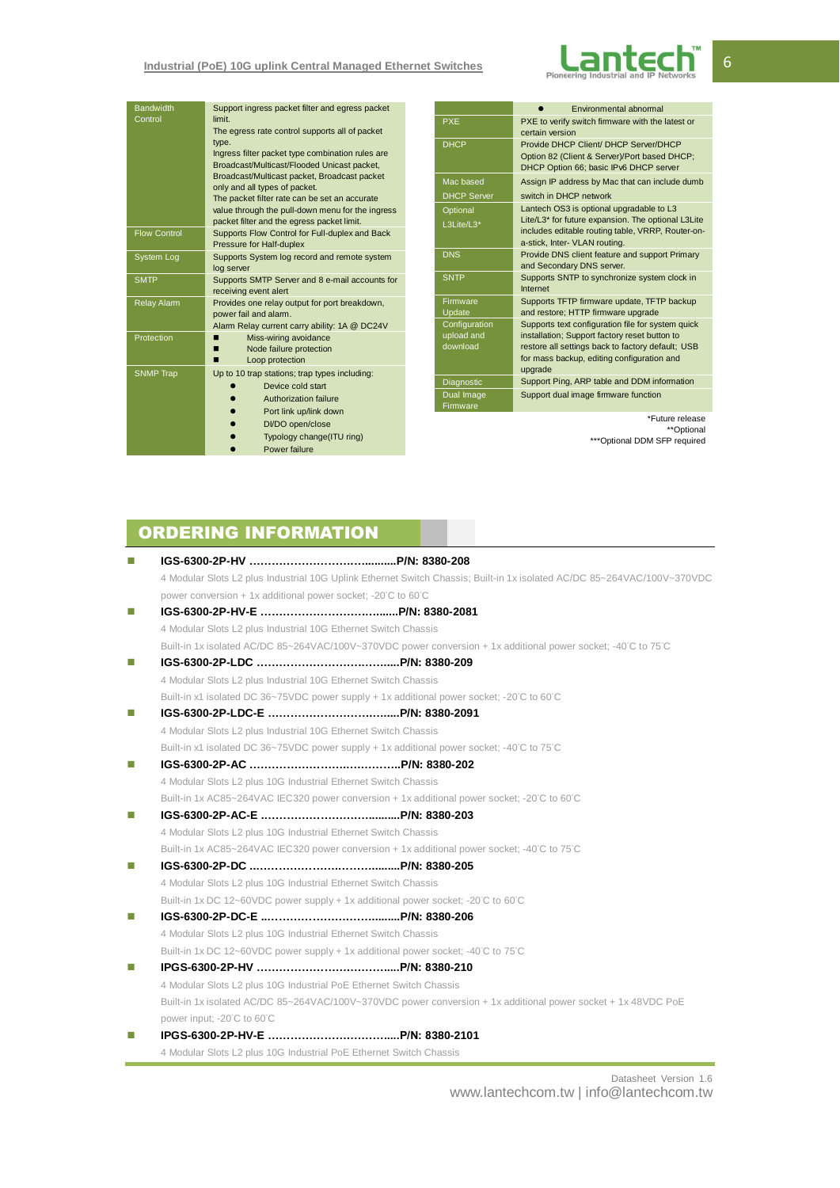| | |
|---|---|
| Bandwidth Control | Support ingress packet filter and egress packet limit.<br>The egress rate control supports all of packet type.<br>Ingress filter packet type combination rules are Broadcast/Multicast/Flooded Unicast packet, Broadcast/Multicast packet, Broadcast packet only and all types of packet.<br>The packet filter rate can be set an accurate value through the pull-down menu for the ingress packet filter and the egress packet limit. |
| Flow Control | Supports Flow Control for Full-duplex and Back Pressure for Half-duplex |
| System Log | Supports System log record and remote system log server |
| SMTP | Supports SMTP Server and 8 e-mail accounts for receiving event alert |
| Relay Alarm | Provides one relay output for port breakdown, power fail and alarm.<br>Alarm Relay current carry ability: 1A @ DC24V |
| Protection | ■ Miss-wiring avoidance<br>■ Node failure protection<br>■ Loop protection |
| SNMP Trap | Up to 10 trap stations; trap types including:<br>● Device cold start<br>● Authorization failure<br>● Port link up/link down<br>● DI/DO open/close<br>● Typology change(ITU ring)<br>● Power failure<br>● Environmental abnormal |
| PXE | PXE to verify switch firmware with the latest or certain version |
| DHCP | Provide DHCP Client/ DHCP Server/DHCP Option 82 (Client & Server)/Port based DHCP; DHCP Option 66; basic IPv6 DHCP server |
| Mac based DHCP Server | Assign IP address by Mac that can include dumb switch in DHCP network |
| Optional L3Lite/L3* | Lantech OS3 is optional upgradable to L3 Lite/L3* for future expansion. The optional L3Lite includes editable routing table, VRRP, Router-on-a-stick, Inter- VLAN routing. |
| DNS | Provide DNS client feature and support Primary and Secondary DNS server. |
| SNTP | Supports SNTP to synchronize system clock in Internet |
| Firmware Update | Supports TFTP firmware update, TFTP backup and restore; HTTP firmware upgrade |
| Configuration upload and download | Supports text configuration file for system quick installation; Support factory reset button to restore all settings back to factory default; USB for mass backup, editing configuration and upgrade |
| Diagnostic | Support Ping, ARP table and DDM information |
| Dual Image Firmware | Support dual image firmware function |

*Future release
**Optional
***Optional DDM SFP required

## ORDERING INFORMATION

- **IGS-6300-2P-HV ……………………………..........P/N: 8380-208**
  4 Modular Slots L2 plus Industrial 10G Uplink Ethernet Switch Chassis; Built-in 1x isolated AC/DC 85~264VAC/100V~370VDC power conversion + 1x additional power socket; -20°C to 60°C
- **IGS-6300-2P-HV-E ……………………………......P/N: 8380-2081**
  4 Modular Slots L2 plus Industrial 10G Ethernet Switch Chassis
  Built-in 1x isolated AC/DC 85~264VAC/100V~370VDC power conversion + 1x additional power socket; -40°C to 75°C
- **IGS-6300-2P-LDC ……………………………......P/N: 8380-209**
  4 Modular Slots L2 plus Industrial 10G Ethernet Switch Chassis
  Built-in x1 isolated DC 36~75VDC power supply + 1x additional power socket; -20°C to 60°C
- **IGS-6300-2P-LDC-E ……………………………......P/N: 8380-2091**
  4 Modular Slots L2 plus Industrial 10G Ethernet Switch Chassis
  Built-in x1 isolated DC 36~75VDC power supply + 1x additional power socket; -40°C to 75°C
- **IGS-6300-2P-AC ……………………………………..P/N: 8380-202**
  4 Modular Slots L2 plus 10G Industrial Ethernet Switch Chassis
  Built-in 1x AC85~264VAC IEC320 power conversion + 1x additional power socket; -20°C to 60°C
- **IGS-6300-2P-AC-E ……………………………........P/N: 8380-203**
  4 Modular Slots L2 plus 10G Industrial Ethernet Switch Chassis
  Built-in 1x AC85~264VAC IEC320 power conversion + 1x additional power socket; -40°C to 75°C
- **IGS-6300-2P-DC ……………………………..........P/N: 8380-205**
  4 Modular Slots L2 plus 10G Industrial Ethernet Switch Chassis
  Built-in 1x DC 12~60VDC power supply + 1x additional power socket; -20°C to 60°C
- **IGS-6300-2P-DC-E ……………………………........P/N: 8380-206**
  4 Modular Slots L2 plus 10G Industrial Ethernet Switch Chassis
  Built-in 1x DC 12~60VDC power supply + 1x additional power socket; -40°C to 75°C
- **IPGS-6300-2P-HV ……………………………….....P/N: 8380-210**
  4 Modular Slots L2 plus 10G Industrial PoE Ethernet Switch Chassis
  Built-in 1x isolated AC/DC 85~264VAC/100V~370VDC power conversion + 1x additional power socket + 1x 48VDC PoE power input; -20°C to 60°C
- **IPGS-6300-2P-HV-E …………………………….....P/N: 8380-2101**
  4 Modular Slots L2 plus 10G Industrial PoE Ethernet Switch Chassis

Datasheet Version 1.6
www.lantechcom.tw | info@lantechcom.tw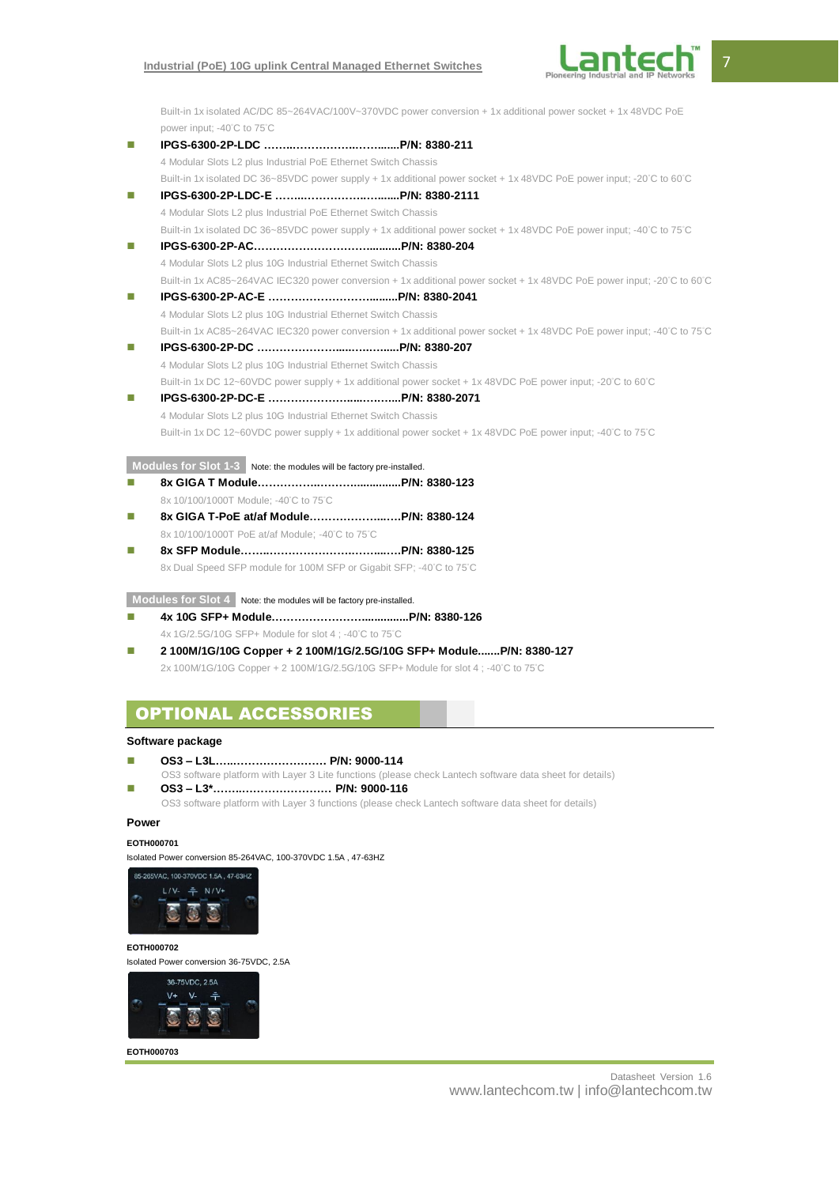Built-in 1x isolated AC/DC 85~264VAC/100V~370VDC power conversion + 1x additional power socket + 1x 48VDC PoE power input; -40°C to 75°C

- **IPGS-6300-2P-LDC ……..……………..……......P/N: 8380-211**
  4 Modular Slots L2 plus Industrial PoE Ethernet Switch Chassis
  Built-in 1x isolated DC 36~85VDC power supply + 1x additional power socket + 1x 48VDC PoE power input; -20°C to 60°C
- **IPGS-6300-2P-LDC-E ……..…………..…......P/N: 8380-2111**
  4 Modular Slots L2 plus Industrial PoE Ethernet Switch Chassis
  Built-in 1x isolated DC 36~85VDC power supply + 1x additional power socket + 1x 48VDC PoE power input; -40°C to 75°C
- **IPGS-6300-2P-AC……………………….........P/N: 8380-204**
  4 Modular Slots L2 plus 10G Industrial Ethernet Switch Chassis
  Built-in 1x AC85~264VAC IEC320 power conversion + 1x additional power socket + 1x 48VDC PoE power input; -20°C to 60°C
- **IPGS-6300-2P-AC-E …………………….........P/N: 8380-2041**
  4 Modular Slots L2 plus 10G Industrial Ethernet Switch Chassis
  Built-in 1x AC85~264VAC IEC320 power conversion + 1x additional power socket + 1x 48VDC PoE power input; -40°C to 75°C
- **IPGS-6300-2P-DC …………………......…......P/N: 8380-207**
  4 Modular Slots L2 plus 10G Industrial Ethernet Switch Chassis
  Built-in 1x DC 12~60VDC power supply + 1x additional power socket + 1x 48VDC PoE power input; -20°C to 60°C
- **IPGS-6300-2P-DC-E …………………....……...P/N: 8380-2071**
  4 Modular Slots L2 plus 10G Industrial Ethernet Switch Chassis
  Built-in 1x DC 12~60VDC power supply + 1x additional power socket + 1x 48VDC PoE power input; -40°C to 75°C

**Modules for Slot 1-3** Note: the modules will be factory pre-installed.

- **8x GIGA T Module…………..……….............P/N: 8380-123**
  8x 10/100/1000T Module; -40°C to 75°C
- **8x GIGA T-PoE at/af Module…………………..….P/N: 8380-124**
  8x 10/100/1000T PoE at/af Module; -40°C to 75°C
- **8x SFP Module……..…………………..……...….P/N: 8380-125**
  8x Dual Speed SFP module for 100M SFP or Gigabit SFP; -40°C to 75°C

**Modules for Slot 4** Note: the modules will be factory pre-installed.

- **4x 10G SFP+ Module……………………..............P/N: 8380-126**
  4x 1G/2.5G/10G SFP+ Module for slot 4 ; -40°C to 75°C
- **2 100M/1G/10G Copper + 2 100M/1G/2.5G/10G SFP+ Module.......P/N: 8380-127**
  2x 100M/1G/10G Copper + 2 100M/1G/2.5G/10G SFP+ Module for slot 4 ; -40°C to 75°C

## OPTIONAL ACCESSORIES

**Software package**

- **OS3 – L3L….……………………. P/N: 9000-114**
  OS3 software platform with Layer 3 Lite functions (please check Lantech software data sheet for details)
- **OS3 – L3*…….…………………… P/N: 9000-116**
  OS3 software platform with Layer 3 functions (please check Lantech software data sheet for details)

**Power**

**EOTH000701**

Isolated Power conversion 85-264VAC, 100-370VDC 1.5A , 47-63HZ

**EOTH000702**

Isolated Power conversion 36-75VDC, 2.5A

**EOTH000703**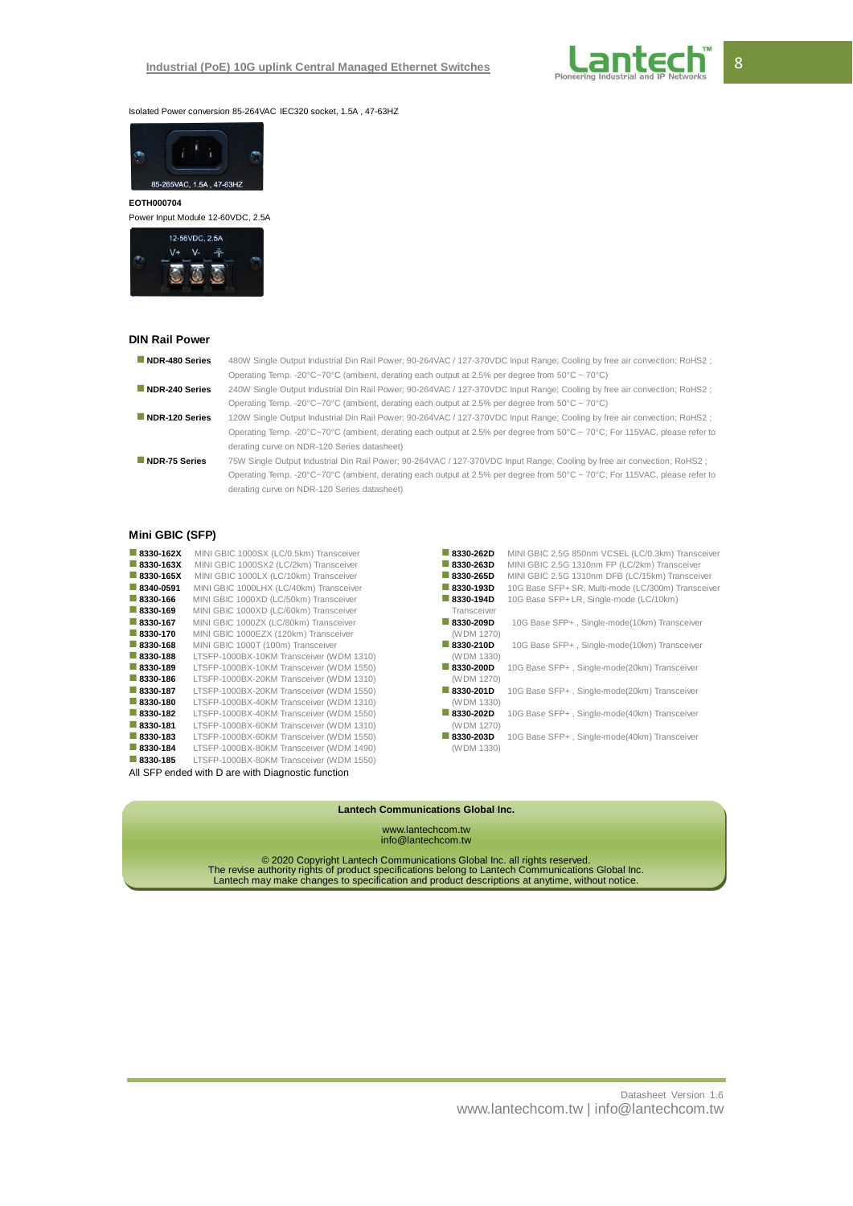Isolated Power conversion 85-264VAC IEC320 socket, 1.5A , 47-63HZ

85-265VAC, 1.5A , 47-63HZ

**EOTH000704**

Power Input Module 12-60VDC, 2.5A

12-56VDC, 2.5A

V+ V- ⏚

### DIN Rail Power

- **NDR-480 Series** 480W Single Output Industrial Din Rail Power; 90-264VAC / 127-370VDC Input Range; Cooling by free air convection; RoHS2 ; Operating Temp. -20°C~70°C (ambient, derating each output at 2.5% per degree from 50°C ~ 70°C)
- **NDR-240 Series** 240W Single Output Industrial Din Rail Power; 90-264VAC / 127-370VDC Input Range; Cooling by free air convection; RoHS2 ; Operating Temp. -20°C~70°C (ambient, derating each output at 2.5% per degree from 50°C ~ 70°C)
- **NDR-120 Series** 120W Single Output Industrial Din Rail Power; 90-264VAC / 127-370VDC Input Range; Cooling by free air convection; RoHS2 ; Operating Temp. -20°C~70°C (ambient, derating each output at 2.5% per degree from 50°C ~ 70°C; For 115VAC, please refer to derating curve on NDR-120 Series datasheet)
- **NDR-75 Series** 75W Single Output Industrial Din Rail Power; 90-264VAC / 127-370VDC Input Range; Cooling by free air convection; RoHS2 ; Operating Temp. -20°C~70°C (ambient, derating each output at 2.5% per degree from 50°C ~ 70°C; For 115VAC, please refer to derating curve on NDR-120 Series datasheet)

### Mini GBIC (SFP)

- **8330-162X** MINI GBIC 1000SX (LC/0.5km) Transceiver
- **8330-163X** MINI GBIC 1000SX2 (LC/2km) Transceiver
- **8330-165X** MINI GBIC 1000LX (LC/10km) Transceiver
- **8340-0591** MINI GBIC 1000LHX (LC/40km) Transceiver
- **8330-166** MINI GBIC 1000XD (LC/50km) Transceiver
- **8330-169** MINI GBIC 1000XD (LC/60km) Transceiver
- **8330-167** MINI GBIC 1000ZX (LC/80km) Transceiver
- **8330-170** MINI GBIC 1000EZX (120km) Transceiver
- **8330-168** MINI GBIC 1000T (100m) Transceiver
- **8330-188** LTSFP-1000BX-10KM Transceiver (WDM 1310)
- **8330-189** LTSFP-1000BX-10KM Transceiver (WDM 1550)
- **8330-186** LTSFP-1000BX-20KM Transceiver (WDM 1310)
- **8330-187** LTSFP-1000BX-20KM Transceiver (WDM 1550)
- **8330-180** LTSFP-1000BX-40KM Transceiver (WDM 1310)
- **8330-182** LTSFP-1000BX-40KM Transceiver (WDM 1550)
- **8330-181** LTSFP-1000BX-60KM Transceiver (WDM 1310)
- **8330-183** LTSFP-1000BX-60KM Transceiver (WDM 1550)
- **8330-184** LTSFP-1000BX-80KM Transceiver (WDM 1490)
- **8330-185** LTSFP-1000BX-80KM Transceiver (WDM 1550)
- **8330-262D** MINI GBIC 2.5G 850nm VCSEL (LC/0.3km) Transceiver
- **8330-263D** MINI GBIC 2.5G 1310nm FP (LC/2km) Transceiver
- **8330-265D** MINI GBIC 2.5G 1310nm DFB (LC/15km) Transceiver
- **8330-193D** 10G Base SFP+SR, Multi-mode (LC/300m) Transceiver
- **8330-194D** 10G Base SFP+LR, Single-mode (LC/10km) Transceiver
- **8330-209D** 10G Base SFP+ , Single-mode(10km) Transceiver (WDM 1270)
- **8330-210D** 10G Base SFP+ , Single-mode(10km) Transceiver (WDM 1330)
- **8330-200D** 10G Base SFP+ , Single-mode(20km) Transceiver (WDM 1270)
- **8330-201D** 10G Base SFP+ , Single-mode(20km) Transceiver (WDM 1330)
- **8330-202D** 10G Base SFP+ , Single-mode(40km) Transceiver (WDM 1270)
- **8330-203D** 10G Base SFP+ , Single-mode(40km) Transceiver (WDM 1330)

All SFP ended with D are with Diagnostic function

**Lantech Communications Global Inc.**

www.lantechcom.tw
info@lantechcom.tw

© 2020 Copyright Lantech Communications Global Inc. all rights reserved.
The revise authority rights of product specifications belong to Lantech Communications Global Inc.
Lantech may make changes to specification and product descriptions at anytime, without notice.

Datasheet Version 1.6